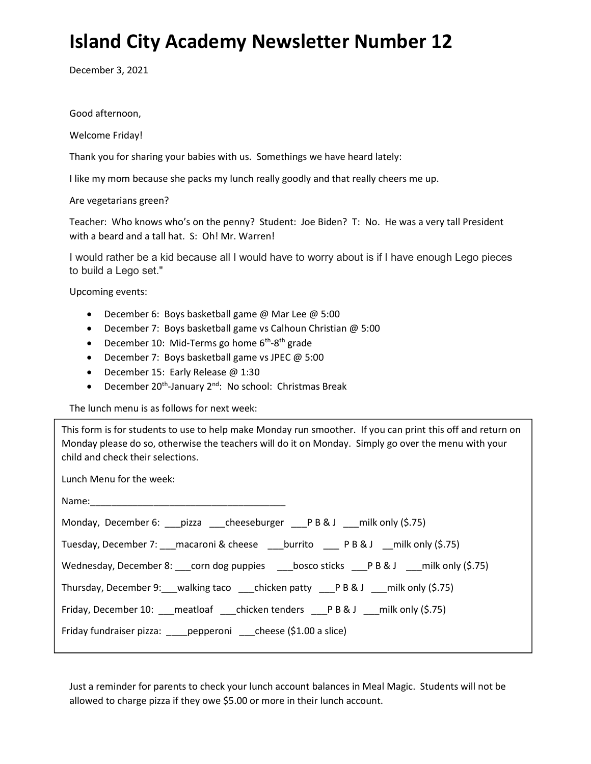# Island City Academy Newsletter Number 12

December 3, 2021

Good afternoon,

Welcome Friday!

Thank you for sharing your babies with us. Somethings we have heard lately:

I like my mom because she packs my lunch really goodly and that really cheers me up.

Are vegetarians green?

Teacher: Who knows who's on the penny? Student: Joe Biden? T: No. He was a very tall President with a beard and a tall hat. S: Oh! Mr. Warren!

I would rather be a kid because all I would have to worry about is if I have enough Lego pieces to build a Lego set."

Upcoming events:

- December 6: Boys basketball game @ Mar Lee @ 5:00
- December 7: Boys basketball game vs Calhoun Christian @ 5:00
- December 10: Mid-Terms go home 6th-8th grade
- December 7: Boys basketball game vs JPEC @ 5:00
- December 15: Early Release @ 1:30
- December 20th-January 2nd: No school: Christmas Break

The lunch menu is as follows for next week:

This form is for students to use to help make Monday run smoother. If you can print this off and return on Monday please do so, otherwise the teachers will do it on Monday. Simply go over the menu with your child and check their selections.

Lunch Menu for the week:

Name:_____________________________________

Monday, December 6: ___pizza ___cheeseburger ___P B & J ___milk only ($.75)

Tuesday, December 7: ___macaroni & cheese ___burrito ___ P B & J __milk only ($.75)

Wednesday, December 8: ___corn dog puppies ___bosco sticks ___P B & J ___milk only ($.75)

Thursday, December 9:___walking taco ___chicken patty ___P B & J ___milk only ($.75)

Friday, December 10: ___meatloaf ___chicken tenders ___P B & J ___milk only ($.75)

Friday fundraiser pizza: ____pepperoni ___cheese ($1.00 a slice)

Just a reminder for parents to check your lunch account balances in Meal Magic. Students will not be allowed to charge pizza if they owe $5.00 or more in their lunch account.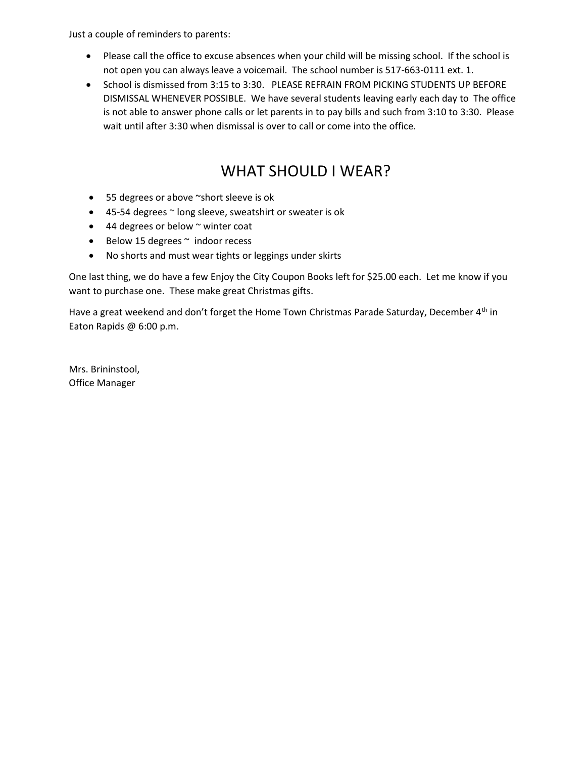Just a couple of reminders to parents:

- Please call the office to excuse absences when your child will be missing school. If the school is not open you can always leave a voicemail. The school number is 517-663-0111 ext. 1.
- School is dismissed from 3:15 to 3:30. PLEASE REFRAIN FROM PICKING STUDENTS UP BEFORE DISMISSAL WHENEVER POSSIBLE. We have several students leaving early each day to The office is not able to answer phone calls or let parents in to pay bills and such from 3:10 to 3:30. Please wait until after 3:30 when dismissal is over to call or come into the office.

# WHAT SHOULD I WEAR?

- 55 degrees or above ~short sleeve is ok
- 45-54 degrees ~ long sleeve, sweatshirt or sweater is ok
- 44 degrees or below ~ winter coat
- Below 15 degrees ~ indoor recess
- No shorts and must wear tights or leggings under skirts

One last thing, we do have a few Enjoy the City Coupon Books left for $25.00 each. Let me know if you want to purchase one. These make great Christmas gifts.

Have a great weekend and don't forget the Home Town Christmas Parade Saturday, December 4th in Eaton Rapids @ 6:00 p.m.

Mrs. Brininstool,
Office Manager